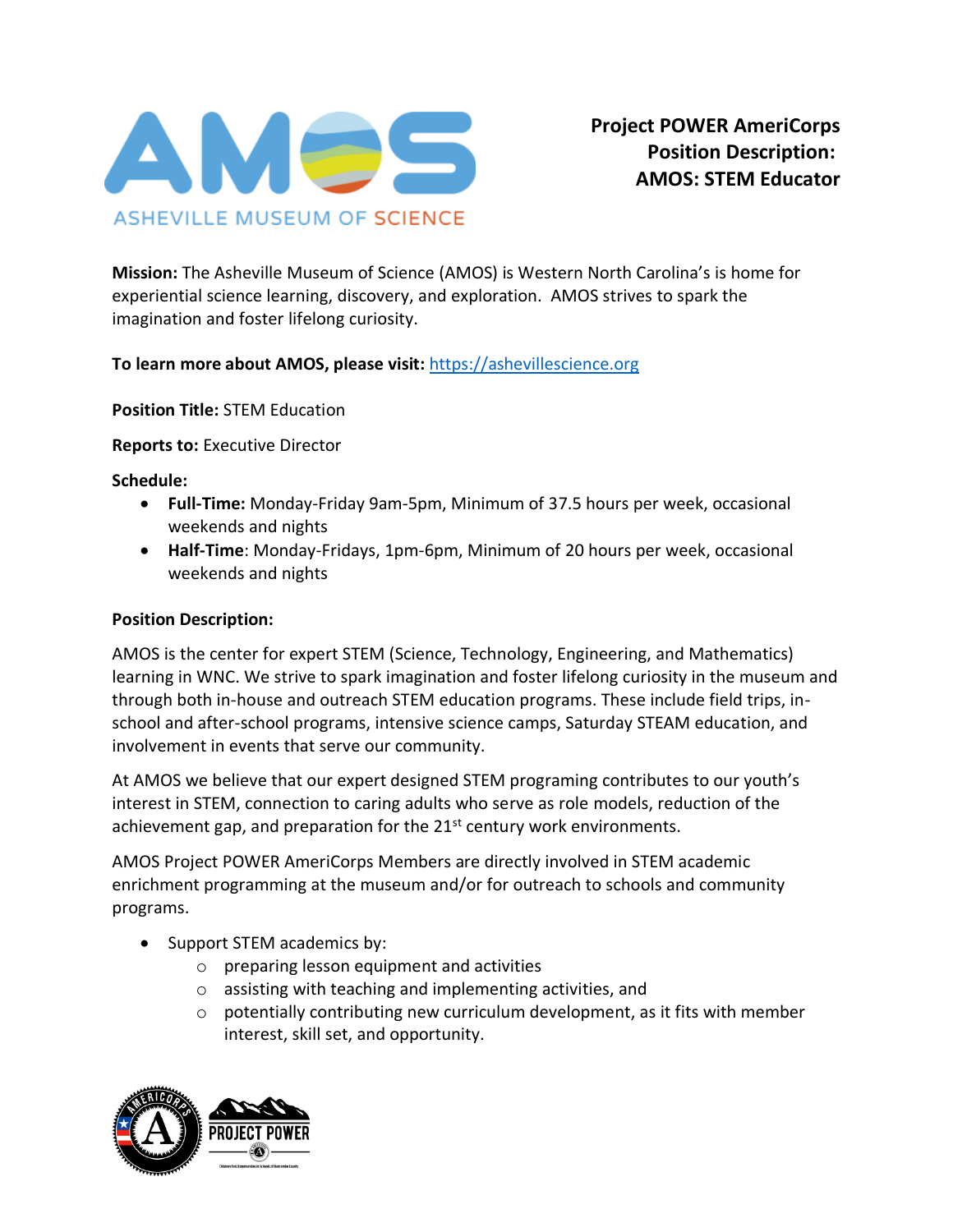ASHEVILLE MUSEUM OF SCIENCE

# Project POWER AmeriCorps Position Description: AMOS: STEM Educator

**Mission:** The Asheville Museum of Science (AMOS) is Western North Carolina's is home for experiential science learning, discovery, and exploration. AMOS strives to spark the imagination and foster lifelong curiosity.

**To learn more about AMOS, please visit:** https://ashevillescience.org

**Position Title:** STEM Education

**Reports to:** Executive Director

**Schedule:**

- **Full-Time:** Monday-Friday 9am-5pm, Minimum of 37.5 hours per week, occasional weekends and nights
- **Half-Time**: Monday-Fridays, 1pm-6pm, Minimum of 20 hours per week, occasional weekends and nights

**Position Description:**

AMOS is the center for expert STEM (Science, Technology, Engineering, and Mathematics) learning in WNC. We strive to spark imagination and foster lifelong curiosity in the museum and through both in-house and outreach STEM education programs. These include field trips, in-school and after-school programs, intensive science camps, Saturday STEAM education, and involvement in events that serve our community.

At AMOS we believe that our expert designed STEM programing contributes to our youth's interest in STEM, connection to caring adults who serve as role models, reduction of the achievement gap, and preparation for the 21st century work environments.

AMOS Project POWER AmeriCorps Members are directly involved in STEM academic enrichment programming at the museum and/or for outreach to schools and community programs.

- Support STEM academics by:
  - preparing lesson equipment and activities
  - assisting with teaching and implementing activities, and
  - potentially contributing new curriculum development, as it fits with member interest, skill set, and opportunity.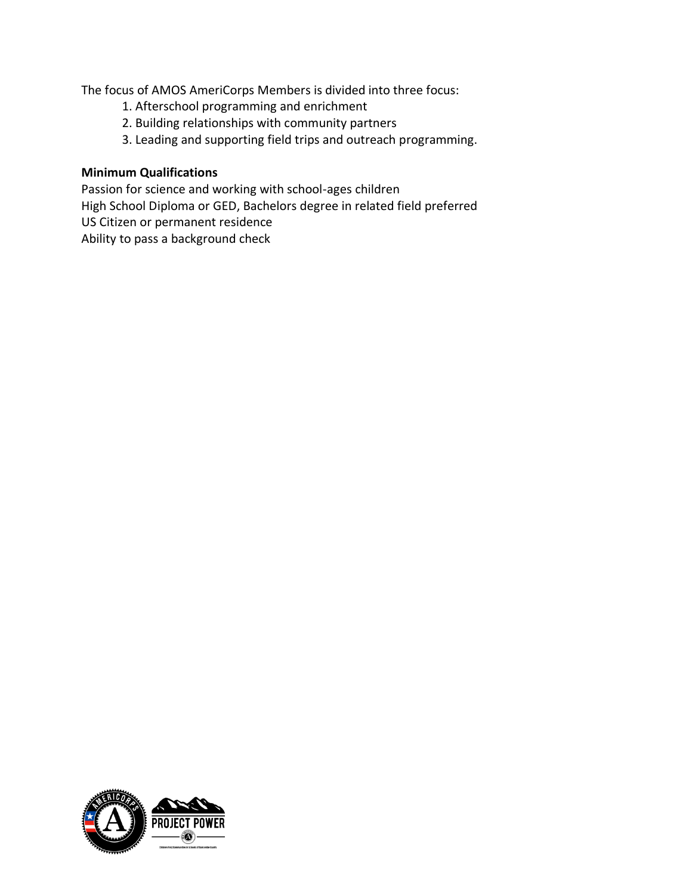The focus of AMOS AmeriCorps Members is divided into three focus:

1. Afterschool programming and enrichment
2. Building relationships with community partners
3. Leading and supporting field trips and outreach programming.

**Minimum Qualifications**

Passion for science and working with school-ages children
High School Diploma or GED, Bachelors degree in related field preferred
US Citizen or permanent residence
Ability to pass a background check